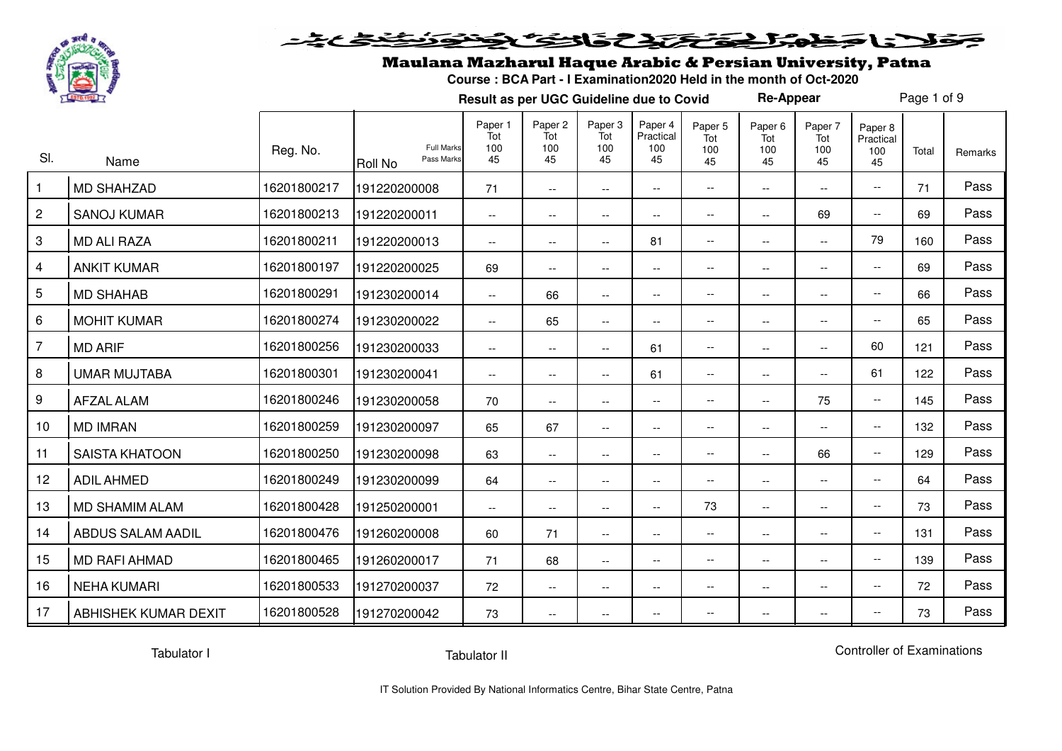# Maulana Mazharul Haque Arabic & Persian University, Patna

**Course : BCA Part - I Examination2020 Held in the month of Oct-2020**

**Result as per UGC Guideline due to Covid** **Re-Appear**

| Sl. | Name | Reg. No. | Roll No (Full Marks / Pass Marks) | Paper 1 Tot 100 45 | Paper 2 Tot 100 45 | Paper 3 Tot 100 45 | Paper 4 Practical 100 45 | Paper 5 Tot 100 45 | Paper 6 Tot 100 45 | Paper 7 Tot 100 45 | Paper 8 Practical 100 45 | Total | Remarks |
|---|---|---|---|---|---|---|---|---|---|---|---|---|---|
| 1 | MD SHAHZAD | 16201800217 | 191220200008 | 71 | -- | -- | -- | -- | -- | -- | -- | 71 | Pass |
| 2 | SANOJ KUMAR | 16201800213 | 191220200011 | -- | -- | -- | -- | -- | -- | 69 | -- | 69 | Pass |
| 3 | MD ALI RAZA | 16201800211 | 191220200013 | -- | -- | -- | 81 | -- | -- | -- | 79 | 160 | Pass |
| 4 | ANKIT KUMAR | 16201800197 | 191220200025 | 69 | -- | -- | -- | -- | -- | -- | -- | 69 | Pass |
| 5 | MD SHAHAB | 16201800291 | 191230200014 | -- | 66 | -- | -- | -- | -- | -- | -- | 66 | Pass |
| 6 | MOHIT KUMAR | 16201800274 | 191230200022 | -- | 65 | -- | -- | -- | -- | -- | -- | 65 | Pass |
| 7 | MD ARIF | 16201800256 | 191230200033 | -- | -- | -- | 61 | -- | -- | -- | 60 | 121 | Pass |
| 8 | UMAR MUJTABA | 16201800301 | 191230200041 | -- | -- | -- | 61 | -- | -- | -- | 61 | 122 | Pass |
| 9 | AFZAL ALAM | 16201800246 | 191230200058 | 70 | -- | -- | -- | -- | -- | 75 | -- | 145 | Pass |
| 10 | MD IMRAN | 16201800259 | 191230200097 | 65 | 67 | -- | -- | -- | -- | -- | -- | 132 | Pass |
| 11 | SAISTA KHATOON | 16201800250 | 191230200098 | 63 | -- | -- | -- | -- | -- | 66 | -- | 129 | Pass |
| 12 | ADIL AHMED | 16201800249 | 191230200099 | 64 | -- | -- | -- | -- | -- | -- | -- | 64 | Pass |
| 13 | MD SHAMIM ALAM | 16201800428 | 191250200001 | -- | -- | -- | -- | 73 | -- | -- | -- | 73 | Pass |
| 14 | ABDUS SALAM AADIL | 16201800476 | 191260200008 | 60 | 71 | -- | -- | -- | -- | -- | -- | 131 | Pass |
| 15 | MD RAFI AHMAD | 16201800465 | 191260200017 | 71 | 68 | -- | -- | -- | -- | -- | -- | 139 | Pass |
| 16 | NEHA KUMARI | 16201800533 | 191270200037 | 72 | -- | -- | -- | -- | -- | -- | -- | 72 | Pass |
| 17 | ABHISHEK KUMAR DEXIT | 16201800528 | 191270200042 | 73 | -- | -- | -- | -- | -- | -- | -- | 73 | Pass |

Tabulator I Tabulator II Controller of Examinations

IT Solution Provided By National Informatics Centre, Bihar State Centre, Patna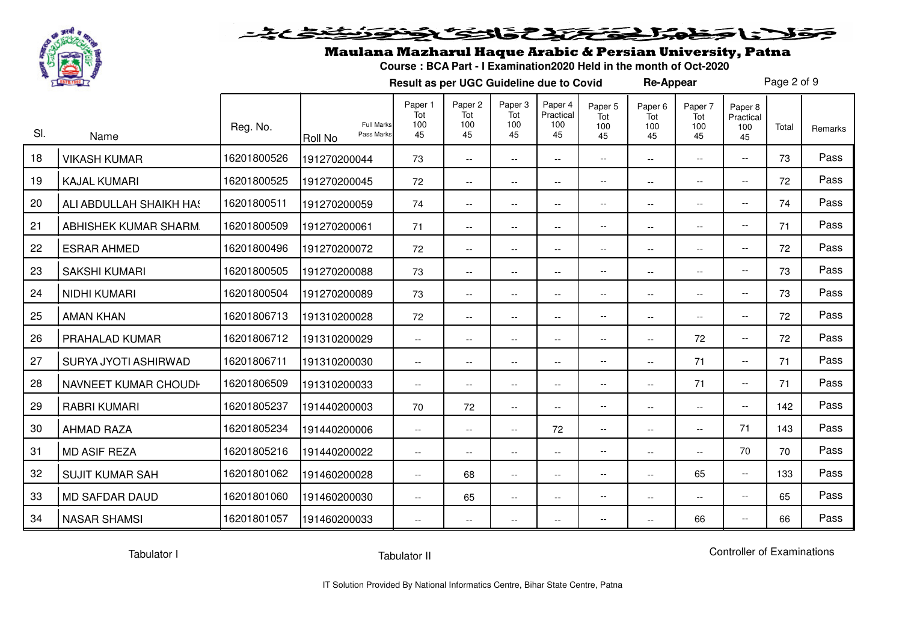# Maulana Mazharul Haque Arabic & Persian University, Patna

**Course : BCA Part - I Examination2020 Held in the month of Oct-2020**

**Result as per UGC Guideline due to Covid** **Re-Appear**

| Sl. | Name | Reg. No. | Roll No (Full Marks / Pass Marks) | Paper 1 Tot 100 45 | Paper 2 Tot 100 45 | Paper 3 Tot 100 45 | Paper 4 Practical 100 45 | Paper 5 Tot 100 45 | Paper 6 Tot 100 45 | Paper 7 Tot 100 45 | Paper 8 Practical 100 45 | Total | Remarks |
|---|---|---|---|---|---|---|---|---|---|---|---|---|---|
| 18 | VIKASH KUMAR | 16201800526 | 191270200044 | 73 | -- | -- | -- | -- | -- | -- | -- | 73 | Pass |
| 19 | KAJAL KUMARI | 16201800525 | 191270200045 | 72 | -- | -- | -- | -- | -- | -- | -- | 72 | Pass |
| 20 | ALI ABDULLAH SHAIKH HA! | 16201800511 | 191270200059 | 74 | -- | -- | -- | -- | -- | -- | -- | 74 | Pass |
| 21 | ABHISHEK KUMAR SHARM | 16201800509 | 191270200061 | 71 | -- | -- | -- | -- | -- | -- | -- | 71 | Pass |
| 22 | ESRAR AHMED | 16201800496 | 191270200072 | 72 | -- | -- | -- | -- | -- | -- | -- | 72 | Pass |
| 23 | SAKSHI KUMARI | 16201800505 | 191270200088 | 73 | -- | -- | -- | -- | -- | -- | -- | 73 | Pass |
| 24 | NIDHI KUMARI | 16201800504 | 191270200089 | 73 | -- | -- | -- | -- | -- | -- | -- | 73 | Pass |
| 25 | AMAN KHAN | 16201806713 | 191310200028 | 72 | -- | -- | -- | -- | -- | -- | -- | 72 | Pass |
| 26 | PRAHALAD KUMAR | 16201806712 | 191310200029 | -- | -- | -- | -- | -- | -- | 72 | -- | 72 | Pass |
| 27 | SURYA JYOTI ASHIRWAD | 16201806711 | 191310200030 | -- | -- | -- | -- | -- | -- | 71 | -- | 71 | Pass |
| 28 | NAVNEET KUMAR CHOUDH | 16201806509 | 191310200033 | -- | -- | -- | -- | -- | -- | 71 | -- | 71 | Pass |
| 29 | RABRI KUMARI | 16201805237 | 191440200003 | 70 | 72 | -- | -- | -- | -- | -- | -- | 142 | Pass |
| 30 | AHMAD RAZA | 16201805234 | 191440200006 | -- | -- | -- | 72 | -- | -- | -- | 71 | 143 | Pass |
| 31 | MD ASIF REZA | 16201805216 | 191440200022 | -- | -- | -- | -- | -- | -- | -- | 70 | 70 | Pass |
| 32 | SUJIT KUMAR SAH | 16201801062 | 191460200028 | -- | 68 | -- | -- | -- | -- | 65 | -- | 133 | Pass |
| 33 | MD SAFDAR DAUD | 16201801060 | 191460200030 | -- | 65 | -- | -- | -- | -- | -- | -- | 65 | Pass |
| 34 | NASAR SHAMSI | 16201801057 | 191460200033 | -- | -- | -- | -- | -- | -- | 66 | -- | 66 | Pass |

Tabulator I          Tabulator II          Controller of Examinations

IT Solution Provided By National Informatics Centre, Bihar State Centre, Patna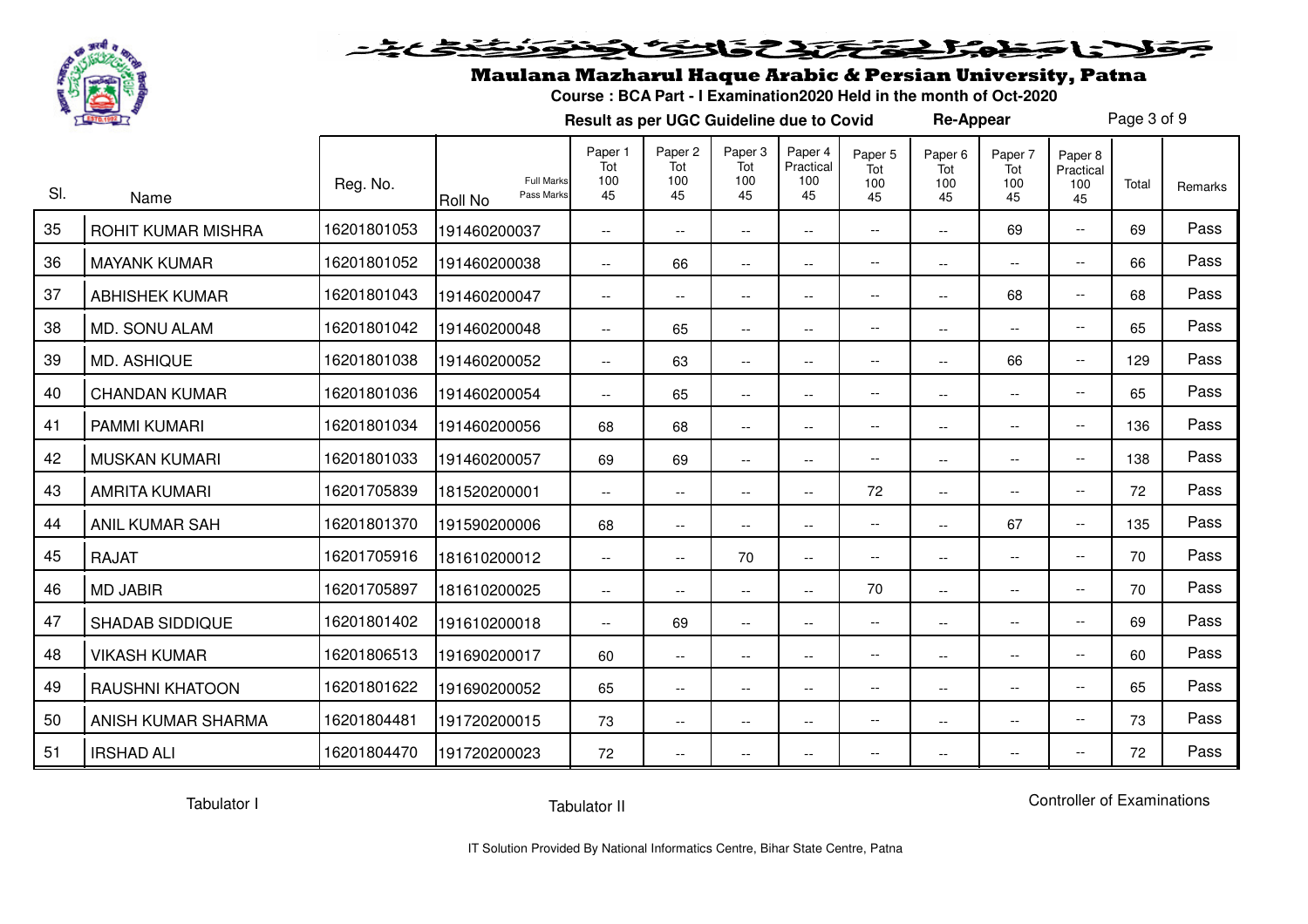# Maulana Mazharul Haque Arabic & Persian University, Patna

**Course : BCA Part - I Examination2020 Held in the month of Oct-2020**

**Result as per UGC Guideline due to Covid** **Re-Appear**

| Sl. | Name | Reg. No. | Roll No (Full Marks / Pass Marks) | Paper 1 Tot 100 45 | Paper 2 Tot 100 45 | Paper 3 Tot 100 45 | Paper 4 Practical 100 45 | Paper 5 Tot 100 45 | Paper 6 Tot 100 45 | Paper 7 Tot 100 45 | Paper 8 Practical 100 45 | Total | Remarks |
|---|---|---|---|---|---|---|---|---|---|---|---|---|---|
| 35 | ROHIT KUMAR MISHRA | 16201801053 | 191460200037 | -- | -- | -- | -- | -- | -- | 69 | -- | 69 | Pass |
| 36 | MAYANK KUMAR | 16201801052 | 191460200038 | -- | 66 | -- | -- | -- | -- | -- | -- | 66 | Pass |
| 37 | ABHISHEK KUMAR | 16201801043 | 191460200047 | -- | -- | -- | -- | -- | -- | 68 | -- | 68 | Pass |
| 38 | MD. SONU ALAM | 16201801042 | 191460200048 | -- | 65 | -- | -- | -- | -- | -- | -- | 65 | Pass |
| 39 | MD. ASHIQUE | 16201801038 | 191460200052 | -- | 63 | -- | -- | -- | -- | 66 | -- | 129 | Pass |
| 40 | CHANDAN KUMAR | 16201801036 | 191460200054 | -- | 65 | -- | -- | -- | -- | -- | -- | 65 | Pass |
| 41 | PAMMI KUMARI | 16201801034 | 191460200056 | 68 | 68 | -- | -- | -- | -- | -- | -- | 136 | Pass |
| 42 | MUSKAN KUMARI | 16201801033 | 191460200057 | 69 | 69 | -- | -- | -- | -- | -- | -- | 138 | Pass |
| 43 | AMRITA KUMARI | 16201705839 | 181520200001 | -- | -- | -- | -- | 72 | -- | -- | -- | 72 | Pass |
| 44 | ANIL KUMAR SAH | 16201801370 | 191590200006 | 68 | -- | -- | -- | -- | -- | 67 | -- | 135 | Pass |
| 45 | RAJAT | 16201705916 | 181610200012 | -- | -- | 70 | -- | -- | -- | -- | -- | 70 | Pass |
| 46 | MD JABIR | 16201705897 | 181610200025 | -- | -- | -- | -- | 70 | -- | -- | -- | 70 | Pass |
| 47 | SHADAB SIDDIQUE | 16201801402 | 191610200018 | -- | 69 | -- | -- | -- | -- | -- | -- | 69 | Pass |
| 48 | VIKASH KUMAR | 16201806513 | 191690200017 | 60 | -- | -- | -- | -- | -- | -- | -- | 60 | Pass |
| 49 | RAUSHNI KHATOON | 16201801622 | 191690200052 | 65 | -- | -- | -- | -- | -- | -- | -- | 65 | Pass |
| 50 | ANISH KUMAR SHARMA | 16201804481 | 191720200015 | 73 | -- | -- | -- | -- | -- | -- | -- | 73 | Pass |
| 51 | IRSHAD ALI | 16201804470 | 191720200023 | 72 | -- | -- | -- | -- | -- | -- | -- | 72 | Pass |

Tabulator I

Tabulator II

Controller of Examinations

IT Solution Provided By National Informatics Centre, Bihar State Centre, Patna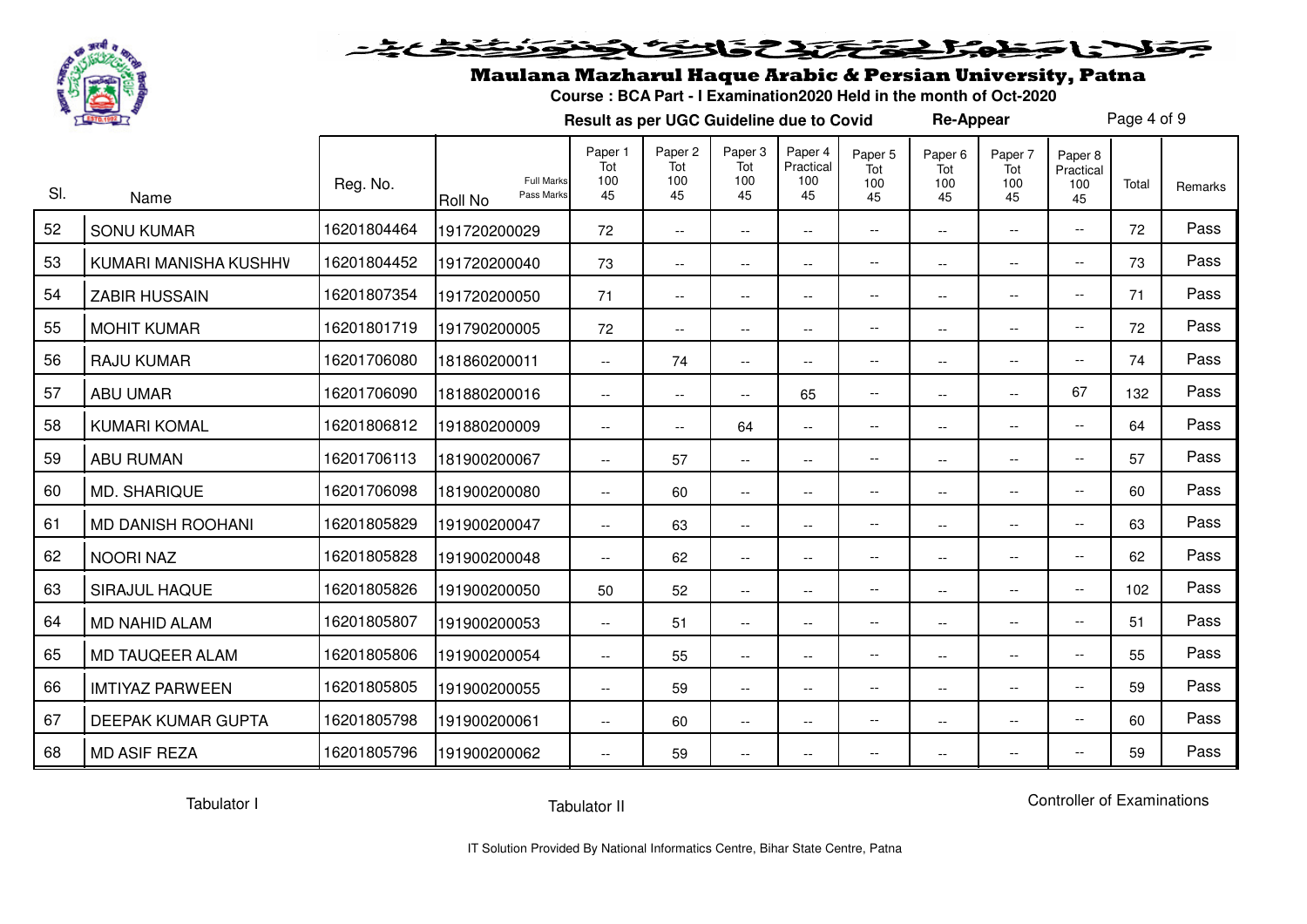# Maulana Mazharul Haque Arabic & Persian University, Patna

**Course : BCA Part - I Examination2020 Held in the month of Oct-2020**

**Result as per UGC Guideline due to Covid** **Re-Appear**

| Sl. | Name | Reg. No. | Roll No (Full Marks / Pass Marks) | Paper 1 Tot 100 45 | Paper 2 Tot 100 45 | Paper 3 Tot 100 45 | Paper 4 Practical 100 45 | Paper 5 Tot 100 45 | Paper 6 Tot 100 45 | Paper 7 Tot 100 45 | Paper 8 Practical 100 45 | Total | Remarks |
|---|---|---|---|---|---|---|---|---|---|---|---|---|---|
| 52 | SONU KUMAR | 16201804464 | 191720200029 | 72 | -- | -- | -- | -- | -- | -- | -- | 72 | Pass |
| 53 | KUMARI MANISHA KUSHHV | 16201804452 | 191720200040 | 73 | -- | -- | -- | -- | -- | -- | -- | 73 | Pass |
| 54 | ZABIR HUSSAIN | 16201807354 | 191720200050 | 71 | -- | -- | -- | -- | -- | -- | -- | 71 | Pass |
| 55 | MOHIT KUMAR | 16201801719 | 191790200005 | 72 | -- | -- | -- | -- | -- | -- | -- | 72 | Pass |
| 56 | RAJU KUMAR | 16201706080 | 181860200011 | -- | 74 | -- | -- | -- | -- | -- | -- | 74 | Pass |
| 57 | ABU UMAR | 16201706090 | 181880200016 | -- | -- | -- | 65 | -- | -- | -- | 67 | 132 | Pass |
| 58 | KUMARI KOMAL | 16201806812 | 191880200009 | -- | -- | 64 | -- | -- | -- | -- | -- | 64 | Pass |
| 59 | ABU RUMAN | 16201706113 | 181900200067 | -- | 57 | -- | -- | -- | -- | -- | -- | 57 | Pass |
| 60 | MD. SHARIQUE | 16201706098 | 181900200080 | -- | 60 | -- | -- | -- | -- | -- | -- | 60 | Pass |
| 61 | MD DANISH ROOHANI | 16201805829 | 191900200047 | -- | 63 | -- | -- | -- | -- | -- | -- | 63 | Pass |
| 62 | NOORI NAZ | 16201805828 | 191900200048 | -- | 62 | -- | -- | -- | -- | -- | -- | 62 | Pass |
| 63 | SIRAJUL HAQUE | 16201805826 | 191900200050 | 50 | 52 | -- | -- | -- | -- | -- | -- | 102 | Pass |
| 64 | MD NAHID ALAM | 16201805807 | 191900200053 | -- | 51 | -- | -- | -- | -- | -- | -- | 51 | Pass |
| 65 | MD TAUQEER ALAM | 16201805806 | 191900200054 | -- | 55 | -- | -- | -- | -- | -- | -- | 55 | Pass |
| 66 | IMTIYAZ PARWEEN | 16201805805 | 191900200055 | -- | 59 | -- | -- | -- | -- | -- | -- | 59 | Pass |
| 67 | DEEPAK KUMAR GUPTA | 16201805798 | 191900200061 | -- | 60 | -- | -- | -- | -- | -- | -- | 60 | Pass |
| 68 | MD ASIF REZA | 16201805796 | 191900200062 | -- | 59 | -- | -- | -- | -- | -- | -- | 59 | Pass |

Tabulator I    Tabulator II    Controller of Examinations

IT Solution Provided By National Informatics Centre, Bihar State Centre, Patna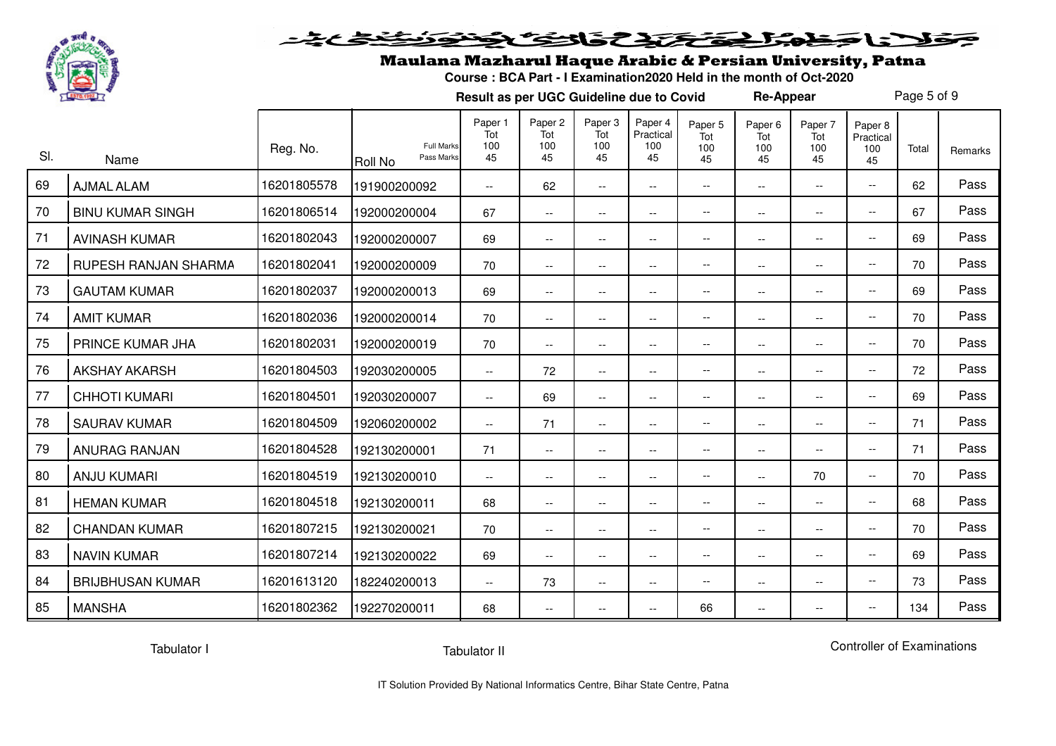## Maulana Mazharul Haque Arabic & Persian University, Patna

**Course : BCA Part - I Examination2020 Held in the month of Oct-2020**

**Result as per UGC Guideline due to Covid** **Re-Appear**

| Sl. | Name | Reg. No. | Roll No (Full Marks / Pass Marks) | Paper 1 Tot 100 45 | Paper 2 Tot 100 45 | Paper 3 Tot 100 45 | Paper 4 Practical 100 45 | Paper 5 Tot 100 45 | Paper 6 Tot 100 45 | Paper 7 Tot 100 45 | Paper 8 Practical 100 45 | Total | Remarks |
|---|---|---|---|---|---|---|---|---|---|---|---|---|---|
| 69 | AJMAL ALAM | 16201805578 | 191900200092 | -- | 62 | -- | -- | -- | -- | -- | -- | 62 | Pass |
| 70 | BINU KUMAR SINGH | 16201806514 | 192000200004 | 67 | -- | -- | -- | -- | -- | -- | -- | 67 | Pass |
| 71 | AVINASH KUMAR | 16201802043 | 192000200007 | 69 | -- | -- | -- | -- | -- | -- | -- | 69 | Pass |
| 72 | RUPESH RANJAN SHARMA | 16201802041 | 192000200009 | 70 | -- | -- | -- | -- | -- | -- | -- | 70 | Pass |
| 73 | GAUTAM KUMAR | 16201802037 | 192000200013 | 69 | -- | -- | -- | -- | -- | -- | -- | 69 | Pass |
| 74 | AMIT KUMAR | 16201802036 | 192000200014 | 70 | -- | -- | -- | -- | -- | -- | -- | 70 | Pass |
| 75 | PRINCE KUMAR JHA | 16201802031 | 192000200019 | 70 | -- | -- | -- | -- | -- | -- | -- | 70 | Pass |
| 76 | AKSHAY AKARSH | 16201804503 | 192030200005 | -- | 72 | -- | -- | -- | -- | -- | -- | 72 | Pass |
| 77 | CHHOTI KUMARI | 16201804501 | 192030200007 | -- | 69 | -- | -- | -- | -- | -- | -- | 69 | Pass |
| 78 | SAURAV KUMAR | 16201804509 | 192060200002 | -- | 71 | -- | -- | -- | -- | -- | -- | 71 | Pass |
| 79 | ANURAG RANJAN | 16201804528 | 192130200001 | 71 | -- | -- | -- | -- | -- | -- | -- | 71 | Pass |
| 80 | ANJU KUMARI | 16201804519 | 192130200010 | -- | -- | -- | -- | -- | -- | 70 | -- | 70 | Pass |
| 81 | HEMAN KUMAR | 16201804518 | 192130200011 | 68 | -- | -- | -- | -- | -- | -- | -- | 68 | Pass |
| 82 | CHANDAN KUMAR | 16201807215 | 192130200021 | 70 | -- | -- | -- | -- | -- | -- | -- | 70 | Pass |
| 83 | NAVIN KUMAR | 16201807214 | 192130200022 | 69 | -- | -- | -- | -- | -- | -- | -- | 69 | Pass |
| 84 | BRIJBHUSAN KUMAR | 16201613120 | 182240200013 | -- | 73 | -- | -- | -- | -- | -- | -- | 73 | Pass |
| 85 | MANSHA | 16201802362 | 192270200011 | 68 | -- | -- | -- | 66 | -- | -- | -- | 134 | Pass |

Tabulator I          Tabulator II          Controller of Examinations

IT Solution Provided By National Informatics Centre, Bihar State Centre, Patna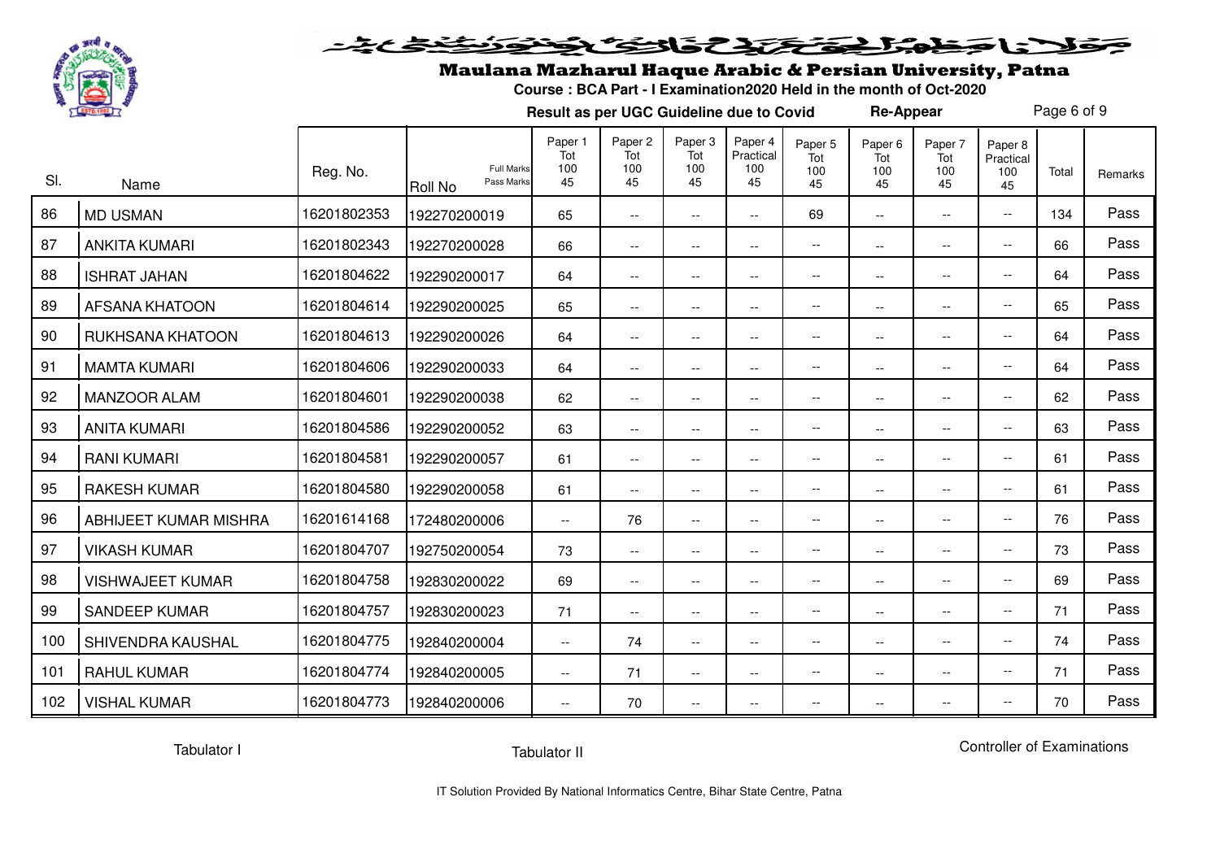# Maulana Mazharul Haque Arabic & Persian University, Patna

**Course : BCA Part - I Examination2020 Held in the month of Oct-2020**

**Result as per UGC Guideline due to Covid** **Re-Appear**

| Sl. | Name | Reg. No. | Roll No (Full Marks / Pass Marks) | Paper 1 Tot 100 45 | Paper 2 Tot 100 45 | Paper 3 Tot 100 45 | Paper 4 Practical 100 45 | Paper 5 Tot 100 45 | Paper 6 Tot 100 45 | Paper 7 Tot 100 45 | Paper 8 Practical 100 45 | Total | Remarks |
|---|---|---|---|---|---|---|---|---|---|---|---|---|---|
| 86 | MD USMAN | 16201802353 | 192270200019 | 65 | -- | -- | -- | 69 | -- | -- | -- | 134 | Pass |
| 87 | ANKITA KUMARI | 16201802343 | 192270200028 | 66 | -- | -- | -- | -- | -- | -- | -- | 66 | Pass |
| 88 | ISHRAT JAHAN | 16201804622 | 192290200017 | 64 | -- | -- | -- | -- | -- | -- | -- | 64 | Pass |
| 89 | AFSANA KHATOON | 16201804614 | 192290200025 | 65 | -- | -- | -- | -- | -- | -- | -- | 65 | Pass |
| 90 | RUKHSANA KHATOON | 16201804613 | 192290200026 | 64 | -- | -- | -- | -- | -- | -- | -- | 64 | Pass |
| 91 | MAMTA KUMARI | 16201804606 | 192290200033 | 64 | -- | -- | -- | -- | -- | -- | -- | 64 | Pass |
| 92 | MANZOOR ALAM | 16201804601 | 192290200038 | 62 | -- | -- | -- | -- | -- | -- | -- | 62 | Pass |
| 93 | ANITA KUMARI | 16201804586 | 192290200052 | 63 | -- | -- | -- | -- | -- | -- | -- | 63 | Pass |
| 94 | RANI KUMARI | 16201804581 | 192290200057 | 61 | -- | -- | -- | -- | -- | -- | -- | 61 | Pass |
| 95 | RAKESH KUMAR | 16201804580 | 192290200058 | 61 | -- | -- | -- | -- | -- | -- | -- | 61 | Pass |
| 96 | ABHIJEET KUMAR MISHRA | 16201614168 | 172480200006 | -- | 76 | -- | -- | -- | -- | -- | -- | 76 | Pass |
| 97 | VIKASH KUMAR | 16201804707 | 192750200054 | 73 | -- | -- | -- | -- | -- | -- | -- | 73 | Pass |
| 98 | VISHWAJEET KUMAR | 16201804758 | 192830200022 | 69 | -- | -- | -- | -- | -- | -- | -- | 69 | Pass |
| 99 | SANDEEP KUMAR | 16201804757 | 192830200023 | 71 | -- | -- | -- | -- | -- | -- | -- | 71 | Pass |
| 100 | SHIVENDRA KAUSHAL | 16201804775 | 192840200004 | -- | 74 | -- | -- | -- | -- | -- | -- | 74 | Pass |
| 101 | RAHUL KUMAR | 16201804774 | 192840200005 | -- | 71 | -- | -- | -- | -- | -- | -- | 71 | Pass |
| 102 | VISHAL KUMAR | 16201804773 | 192840200006 | -- | 70 | -- | -- | -- | -- | -- | -- | 70 | Pass |

Tabulator I Tabulator II Controller of Examinations

IT Solution Provided By National Informatics Centre, Bihar State Centre, Patna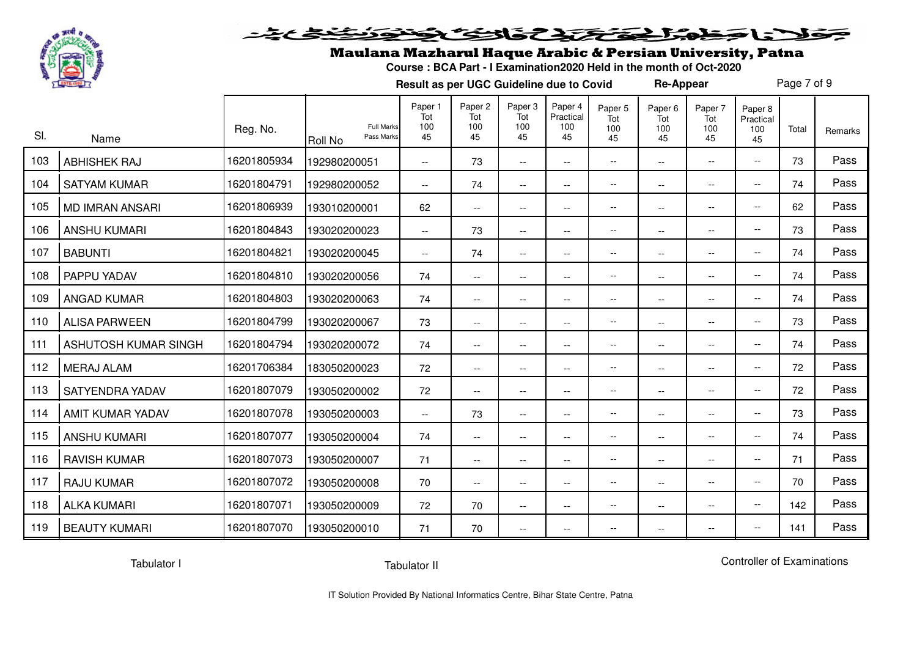# Maulana Mazharul Haque Arabic & Persian University, Patna

**Course : BCA Part - I Examination2020 Held in the month of Oct-2020**

**Result as per UGC Guideline due to Covid** **Re-Appear**

| Sl. | Name | Reg. No. | Roll No (Full Marks / Pass Marks) | Paper 1 Tot 100 45 | Paper 2 Tot 100 45 | Paper 3 Tot 100 45 | Paper 4 Practical 100 45 | Paper 5 Tot 100 45 | Paper 6 Tot 100 45 | Paper 7 Tot 100 45 | Paper 8 Practical 100 45 | Total | Remarks |
|---|---|---|---|---|---|---|---|---|---|---|---|---|---|
| 103 | ABHISHEK RAJ | 16201805934 | 192980200051 | -- | 73 | -- | -- | -- | -- | -- | -- | 73 | Pass |
| 104 | SATYAM KUMAR | 16201804791 | 192980200052 | -- | 74 | -- | -- | -- | -- | -- | -- | 74 | Pass |
| 105 | MD IMRAN ANSARI | 16201806939 | 193010200001 | 62 | -- | -- | -- | -- | -- | -- | -- | 62 | Pass |
| 106 | ANSHU KUMARI | 16201804843 | 193020200023 | -- | 73 | -- | -- | -- | -- | -- | -- | 73 | Pass |
| 107 | BABUNTI | 16201804821 | 193020200045 | -- | 74 | -- | -- | -- | -- | -- | -- | 74 | Pass |
| 108 | PAPPU YADAV | 16201804810 | 193020200056 | 74 | -- | -- | -- | -- | -- | -- | -- | 74 | Pass |
| 109 | ANGAD KUMAR | 16201804803 | 193020200063 | 74 | -- | -- | -- | -- | -- | -- | -- | 74 | Pass |
| 110 | ALISA PARWEEN | 16201804799 | 193020200067 | 73 | -- | -- | -- | -- | -- | -- | -- | 73 | Pass |
| 111 | ASHUTOSH KUMAR SINGH | 16201804794 | 193020200072 | 74 | -- | -- | -- | -- | -- | -- | -- | 74 | Pass |
| 112 | MERAJ ALAM | 16201706384 | 183050200023 | 72 | -- | -- | -- | -- | -- | -- | -- | 72 | Pass |
| 113 | SATYENDRA YADAV | 16201807079 | 193050200002 | 72 | -- | -- | -- | -- | -- | -- | -- | 72 | Pass |
| 114 | AMIT KUMAR YADAV | 16201807078 | 193050200003 | -- | 73 | -- | -- | -- | -- | -- | -- | 73 | Pass |
| 115 | ANSHU KUMARI | 16201807077 | 193050200004 | 74 | -- | -- | -- | -- | -- | -- | -- | 74 | Pass |
| 116 | RAVISH KUMAR | 16201807073 | 193050200007 | 71 | -- | -- | -- | -- | -- | -- | -- | 71 | Pass |
| 117 | RAJU KUMAR | 16201807072 | 193050200008 | 70 | -- | -- | -- | -- | -- | -- | -- | 70 | Pass |
| 118 | ALKA KUMARI | 16201807071 | 193050200009 | 72 | 70 | -- | -- | -- | -- | -- | -- | 142 | Pass |
| 119 | BEAUTY KUMARI | 16201807070 | 193050200010 | 71 | 70 | -- | -- | -- | -- | -- | -- | 141 | Pass |

Tabulator I    Tabulator II    Controller of Examinations

IT Solution Provided By National Informatics Centre, Bihar State Centre, Patna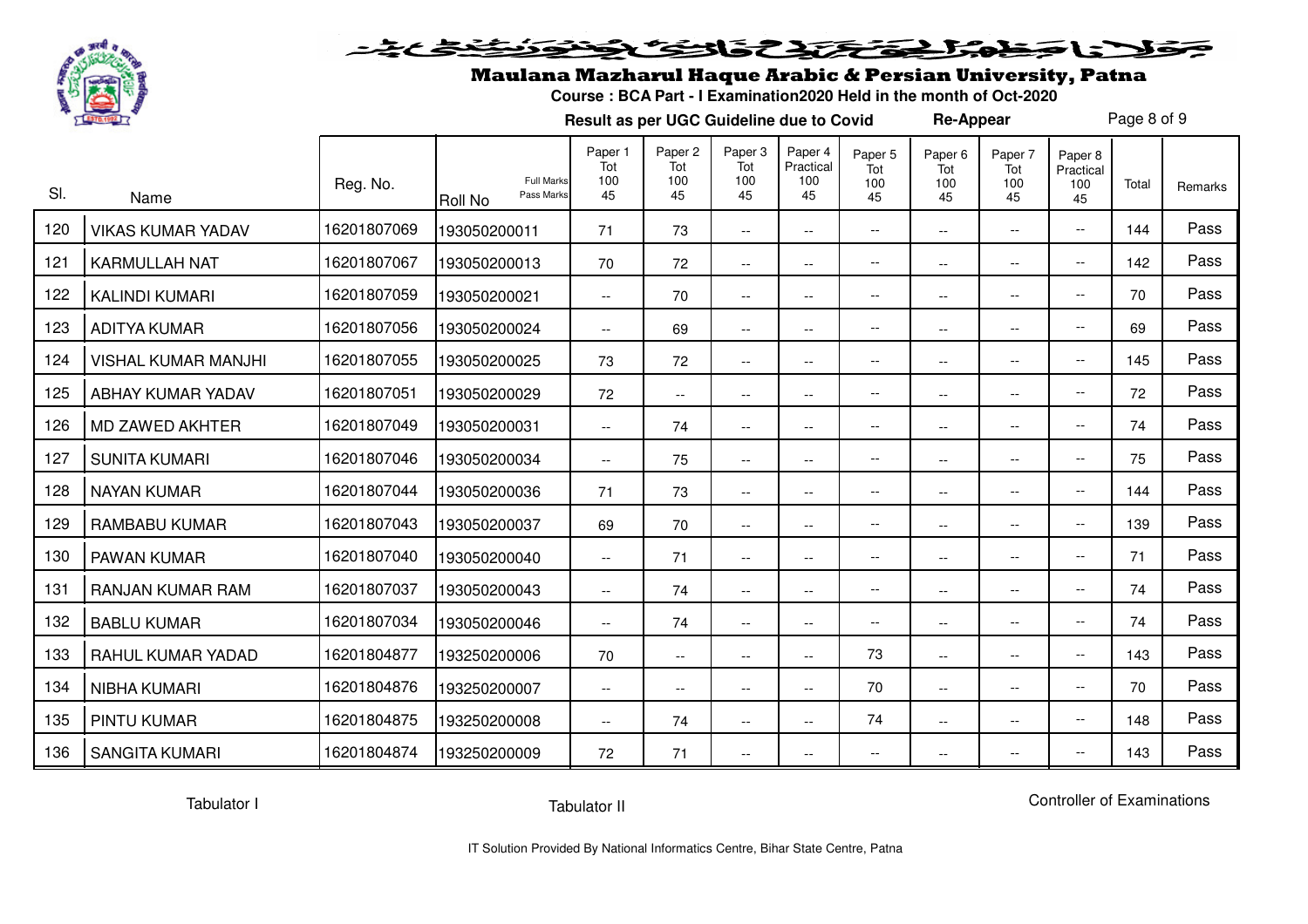## Maulana Mazharul Haque Arabic & Persian University, Patna

**Course : BCA Part - I Examination2020 Held in the month of Oct-2020**

**Result as per UGC Guideline due to Covid** **Re-Appear**

| Sl. | Name | Reg. No. | Roll No (Full Marks / Pass Marks) | Paper 1 Tot 100 45 | Paper 2 Tot 100 45 | Paper 3 Tot 100 45 | Paper 4 Practical 100 45 | Paper 5 Tot 100 45 | Paper 6 Tot 100 45 | Paper 7 Tot 100 45 | Paper 8 Practical 100 45 | Total | Remarks |
|---|---|---|---|---|---|---|---|---|---|---|---|---|---|
| 120 | VIKAS KUMAR YADAV | 16201807069 | 193050200011 | 71 | 73 | -- | -- | -- | -- | -- | -- | 144 | Pass |
| 121 | KARMULLAH NAT | 16201807067 | 193050200013 | 70 | 72 | -- | -- | -- | -- | -- | -- | 142 | Pass |
| 122 | KALINDI KUMARI | 16201807059 | 193050200021 | -- | 70 | -- | -- | -- | -- | -- | -- | 70 | Pass |
| 123 | ADITYA KUMAR | 16201807056 | 193050200024 | -- | 69 | -- | -- | -- | -- | -- | -- | 69 | Pass |
| 124 | VISHAL KUMAR MANJHI | 16201807055 | 193050200025 | 73 | 72 | -- | -- | -- | -- | -- | -- | 145 | Pass |
| 125 | ABHAY KUMAR YADAV | 16201807051 | 193050200029 | 72 | -- | -- | -- | -- | -- | -- | -- | 72 | Pass |
| 126 | MD ZAWED AKHTER | 16201807049 | 193050200031 | -- | 74 | -- | -- | -- | -- | -- | -- | 74 | Pass |
| 127 | SUNITA KUMARI | 16201807046 | 193050200034 | -- | 75 | -- | -- | -- | -- | -- | -- | 75 | Pass |
| 128 | NAYAN KUMAR | 16201807044 | 193050200036 | 71 | 73 | -- | -- | -- | -- | -- | -- | 144 | Pass |
| 129 | RAMBABU KUMAR | 16201807043 | 193050200037 | 69 | 70 | -- | -- | -- | -- | -- | -- | 139 | Pass |
| 130 | PAWAN KUMAR | 16201807040 | 193050200040 | -- | 71 | -- | -- | -- | -- | -- | -- | 71 | Pass |
| 131 | RANJAN KUMAR RAM | 16201807037 | 193050200043 | -- | 74 | -- | -- | -- | -- | -- | -- | 74 | Pass |
| 132 | BABLU KUMAR | 16201807034 | 193050200046 | -- | 74 | -- | -- | -- | -- | -- | -- | 74 | Pass |
| 133 | RAHUL KUMAR YADAD | 16201804877 | 193250200006 | 70 | -- | -- | -- | 73 | -- | -- | -- | 143 | Pass |
| 134 | NIBHA KUMARI | 16201804876 | 193250200007 | -- | -- | -- | -- | 70 | -- | -- | -- | 70 | Pass |
| 135 | PINTU KUMAR | 16201804875 | 193250200008 | -- | 74 | -- | -- | 74 | -- | -- | -- | 148 | Pass |
| 136 | SANGITA KUMARI | 16201804874 | 193250200009 | 72 | 71 | -- | -- | -- | -- | -- | -- | 143 | Pass |

Tabulator I Tabulator II Controller of Examinations

IT Solution Provided By National Informatics Centre, Bihar State Centre, Patna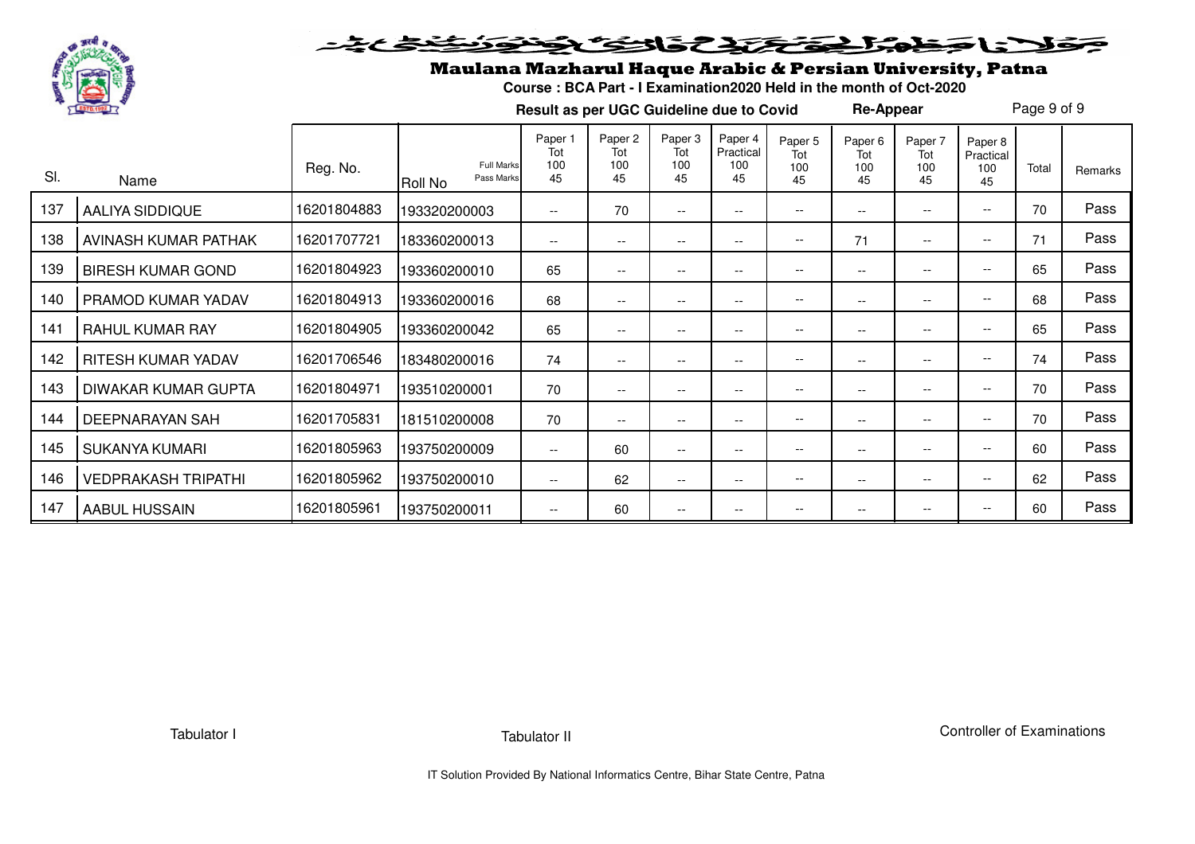# Maulana Mazharul Haque Arabic & Persian University, Patna

**Course : BCA Part - I Examination2020 Held in the month of Oct-2020**

**Result as per UGC Guideline due to Covid** **Re-Appear**

| Sl. | Name | Reg. No. | Roll No (Full Marks / Pass Marks) | Paper 1 Tot 100 45 | Paper 2 Tot 100 45 | Paper 3 Tot 100 45 | Paper 4 Practical 100 45 | Paper 5 Tot 100 45 | Paper 6 Tot 100 45 | Paper 7 Tot 100 45 | Paper 8 Practical 100 45 | Total | Remarks |
|---|---|---|---|---|---|---|---|---|---|---|---|---|---|
| 137 | AALIYA SIDDIQUE | 16201804883 | 193320200003 | -- | 70 | -- | -- | -- | -- | -- | -- | 70 | Pass |
| 138 | AVINASH KUMAR PATHAK | 16201707721 | 183360200013 | -- | -- | -- | -- | -- | 71 | -- | -- | 71 | Pass |
| 139 | BIRESH KUMAR GOND | 16201804923 | 193360200010 | 65 | -- | -- | -- | -- | -- | -- | -- | 65 | Pass |
| 140 | PRAMOD KUMAR YADAV | 16201804913 | 193360200016 | 68 | -- | -- | -- | -- | -- | -- | -- | 68 | Pass |
| 141 | RAHUL KUMAR RAY | 16201804905 | 193360200042 | 65 | -- | -- | -- | -- | -- | -- | -- | 65 | Pass |
| 142 | RITESH KUMAR YADAV | 16201706546 | 183480200016 | 74 | -- | -- | -- | -- | -- | -- | -- | 74 | Pass |
| 143 | DIWAKAR KUMAR GUPTA | 16201804971 | 193510200001 | 70 | -- | -- | -- | -- | -- | -- | -- | 70 | Pass |
| 144 | DEEPNARAYAN SAH | 16201705831 | 181510200008 | 70 | -- | -- | -- | -- | -- | -- | -- | 70 | Pass |
| 145 | SUKANYA KUMARI | 16201805963 | 193750200009 | -- | 60 | -- | -- | -- | -- | -- | -- | 60 | Pass |
| 146 | VEDPRAKASH TRIPATHI | 16201805962 | 193750200010 | -- | 62 | -- | -- | -- | -- | -- | -- | 62 | Pass |
| 147 | AABUL HUSSAIN | 16201805961 | 193750200011 | -- | 60 | -- | -- | -- | -- | -- | -- | 60 | Pass |

Tabulator I Tabulator II Controller of Examinations

IT Solution Provided By National Informatics Centre, Bihar State Centre, Patna